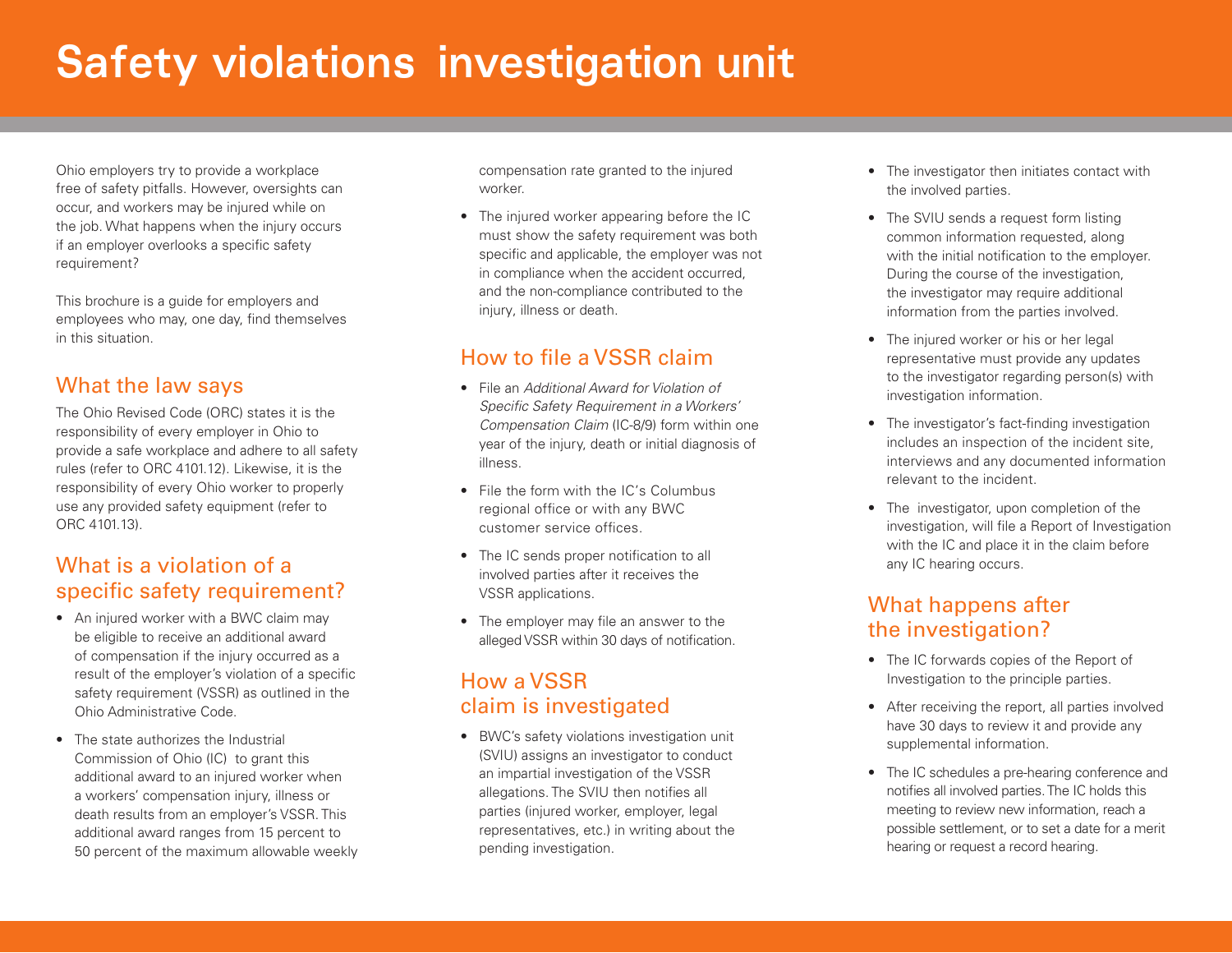# Safety violations investigation unit

Ohio employers try to provide a workplace free of safety pitfalls. However, oversights can occur, and workers may be injured while on the job. What happens when the injury occurs if an employer overlooks a specific safety requirement?

This brochure is a guide for employers and employees who may, one day, find themselves in this situation.

## What the law says

The Ohio Revised Code (ORC) states it is the responsibility of every employer in Ohio to provide a safe workplace and adhere to all safety rules (refer to ORC 4101.12). Likewise, it is the responsibility of every Ohio worker to properly use any provided safety equipment (refer to ORC 4101.13).

## What is a violation of a specific safety requirement?

- An injured worker with a BWC claim may be eligible to receive an additional award of compensation if the injury occurred as a result of the employer's violation of a specific safety requirement (VSSR) as outlined in the Ohio Administrative Code.
- The state authorizes the Industrial Commission of Ohio (IC) to grant this additional award to an injured worker when a workers' compensation injury, illness or death results from an employer's VSSR. This additional award ranges from 15 percent to 50 percent of the maximum allowable weekly compensation rate granted to the injured worker.
- The injured worker appearing before the IC must show the safety requirement was both specific and applicable, the employer was not in compliance when the accident occurred, and the non-compliance contributed to the injury, illness or death.

## How to file a VSSR claim

- File an *Additional Award for Violation of Specific Safety Requirement in a Workers' Compensation Claim* (IC-8/9) form within one year of the injury, death or initial diagnosis of illness.
- File the form with the IC's Columbus regional office or with any BWC customer service offices.
- The IC sends proper notification to all involved parties after it receives the VSSR applications.
- The employer may file an answer to the alleged VSSR within 30 days of notification.

## How a VSSR claim is investigated

- BWC's safety violations investigation unit (SVIU) assigns an investigator to conduct an impartial investigation of the VSSR allegations. The SVIU then notifies all parties (injured worker, employer, legal representatives, etc.) in writing about the pending investigation.
- The investigator then initiates contact with the involved parties.
- The SVIU sends a request form listing common information requested, along with the initial notification to the employer. During the course of the investigation, the investigator may require additional information from the parties involved.
- The injured worker or his or her legal representative must provide any updates to the investigator regarding person(s) with investigation information.
- The investigator's fact-finding investigation includes an inspection of the incident site, interviews and any documented information relevant to the incident.
- The investigator, upon completion of the investigation, will file a Report of Investigation with the IC and place it in the claim before any IC hearing occurs.

## What happens after the investigation?

- The IC forwards copies of the Report of Investigation to the principle parties.
- After receiving the report, all parties involved have 30 days to review it and provide any supplemental information.
- The IC schedules a pre-hearing conference and notifies all involved parties. The IC holds this meeting to review new information, reach a possible settlement, or to set a date for a merit hearing or request a record hearing.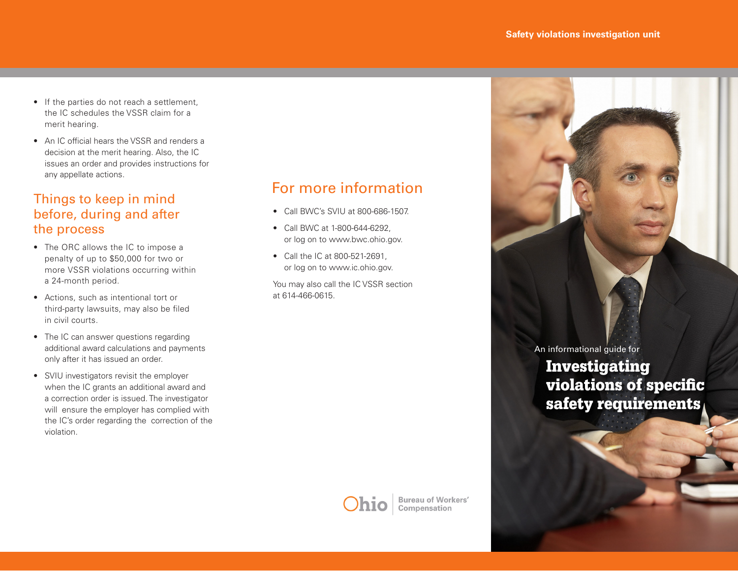Safety violations investigation unit

- If the parties do not reach a settlement, the IC schedules the VSSR claim for a merit hearing.
- An IC official hears the VSSR and renders a decision at the merit hearing. Also, the IC issues an order and provides instructions for any appellate actions.

## Things to keep in mind before, during and after the process

- The ORC allows the IC to impose a penalty of up to $50,000 for two or more VSSR violations occurring within a 24-month period.
- Actions, such as intentional tort or third-party lawsuits, may also be filed in civil courts.
- The IC can answer questions regarding additional award calculations and payments only after it has issued an order.
- SVIU investigators revisit the employer when the IC grants an additional award and a correction order is issued. The investigator will ensure the employer has complied with the IC's order regarding the correction of the violation.

## For more information

- Call BWC's SVIU at 800-686-1507.
- Call BWC at 1-800-644-6292, or log on to www.bwc.ohio.gov.
- Call the IC at 800-521-2691, or log on to www.ic.ohio.gov.

You may also call the IC VSSR section at 614-466-0615.

Ohio Bureau of Workers' Compensation

An informational guide for

# Investigating violations of specific safety requirements